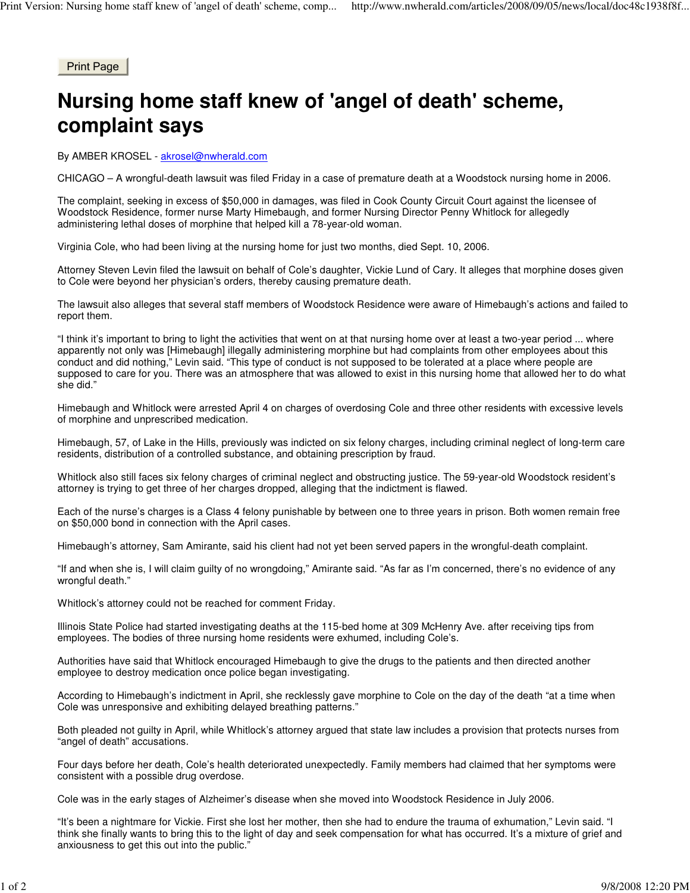# Nursing home staff knew of 'angel of death' scheme, complaint says

By AMBER KROSEL - akrosel@nwherald.com

CHICAGO – A wrongful-death lawsuit was filed Friday in a case of premature death at a Woodstock nursing home in 2006.

The complaint, seeking in excess of $50,000 in damages, was filed in Cook County Circuit Court against the licensee of Woodstock Residence, former nurse Marty Himebaugh, and former Nursing Director Penny Whitlock for allegedly administering lethal doses of morphine that helped kill a 78-year-old woman.

Virginia Cole, who had been living at the nursing home for just two months, died Sept. 10, 2006.

Attorney Steven Levin filed the lawsuit on behalf of Cole's daughter, Vickie Lund of Cary. It alleges that morphine doses given to Cole were beyond her physician's orders, thereby causing premature death.

The lawsuit also alleges that several staff members of Woodstock Residence were aware of Himebaugh's actions and failed to report them.

"I think it's important to bring to light the activities that went on at that nursing home over at least a two-year period ... where apparently not only was [Himebaugh] illegally administering morphine but had complaints from other employees about this conduct and did nothing," Levin said. "This type of conduct is not supposed to be tolerated at a place where people are supposed to care for you. There was an atmosphere that was allowed to exist in this nursing home that allowed her to do what she did."

Himebaugh and Whitlock were arrested April 4 on charges of overdosing Cole and three other residents with excessive levels of morphine and unprescribed medication.

Himebaugh, 57, of Lake in the Hills, previously was indicted on six felony charges, including criminal neglect of long-term care residents, distribution of a controlled substance, and obtaining prescription by fraud.

Whitlock also still faces six felony charges of criminal neglect and obstructing justice. The 59-year-old Woodstock resident's attorney is trying to get three of her charges dropped, alleging that the indictment is flawed.

Each of the nurse's charges is a Class 4 felony punishable by between one to three years in prison. Both women remain free on $50,000 bond in connection with the April cases.

Himebaugh's attorney, Sam Amirante, said his client had not yet been served papers in the wrongful-death complaint.

"If and when she is, I will claim guilty of no wrongdoing," Amirante said. "As far as I'm concerned, there's no evidence of any wrongful death."

Whitlock's attorney could not be reached for comment Friday.

Illinois State Police had started investigating deaths at the 115-bed home at 309 McHenry Ave. after receiving tips from employees. The bodies of three nursing home residents were exhumed, including Cole's.

Authorities have said that Whitlock encouraged Himebaugh to give the drugs to the patients and then directed another employee to destroy medication once police began investigating.

According to Himebaugh's indictment in April, she recklessly gave morphine to Cole on the day of the death "at a time when Cole was unresponsive and exhibiting delayed breathing patterns."

Both pleaded not guilty in April, while Whitlock's attorney argued that state law includes a provision that protects nurses from "angel of death" accusations.

Four days before her death, Cole's health deteriorated unexpectedly. Family members had claimed that her symptoms were consistent with a possible drug overdose.

Cole was in the early stages of Alzheimer's disease when she moved into Woodstock Residence in July 2006.

"It's been a nightmare for Vickie. First she lost her mother, then she had to endure the trauma of exhumation," Levin said. "I think she finally wants to bring this to the light of day and seek compensation for what has occurred. It's a mixture of grief and anxiousness to get this out into the public."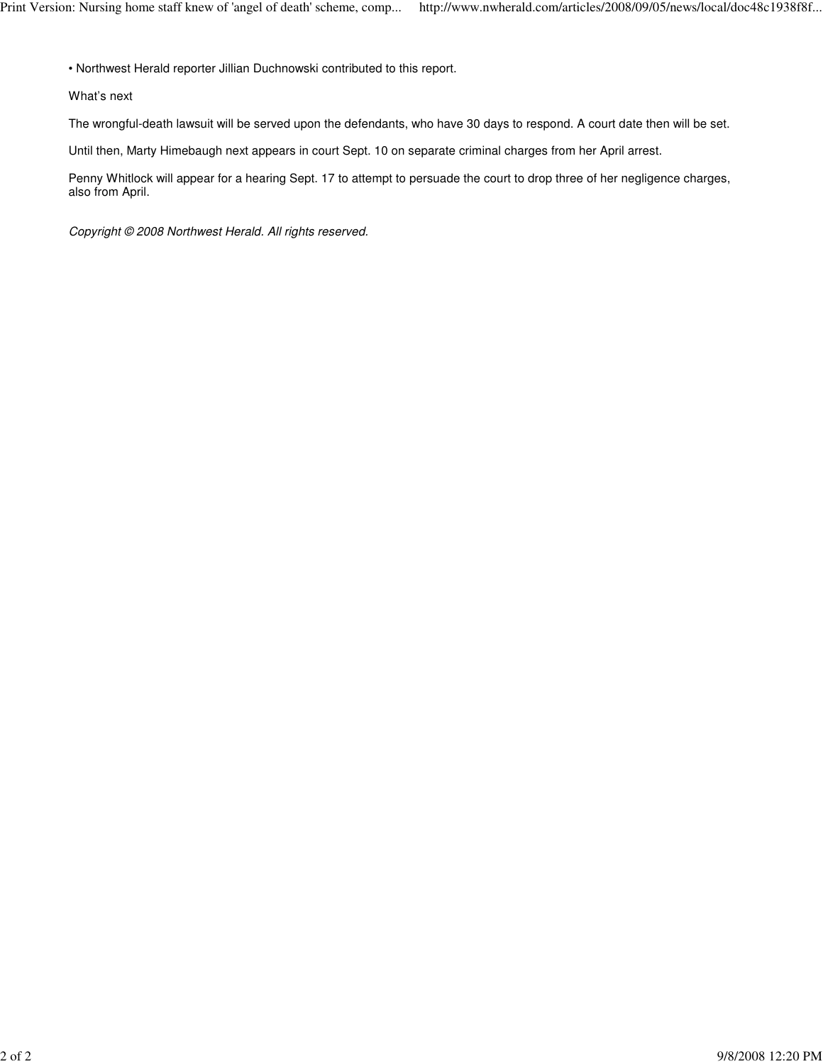• Northwest Herald reporter Jillian Duchnowski contributed to this report.

What’s next

The wrongful-death lawsuit will be served upon the defendants, who have 30 days to respond. A court date then will be set.

Until then, Marty Himebaugh next appears in court Sept. 10 on separate criminal charges from her April arrest.

Penny Whitlock will appear for a hearing Sept. 17 to attempt to persuade the court to drop three of her negligence charges, also from April.

*Copyright © 2008 Northwest Herald. All rights reserved.*